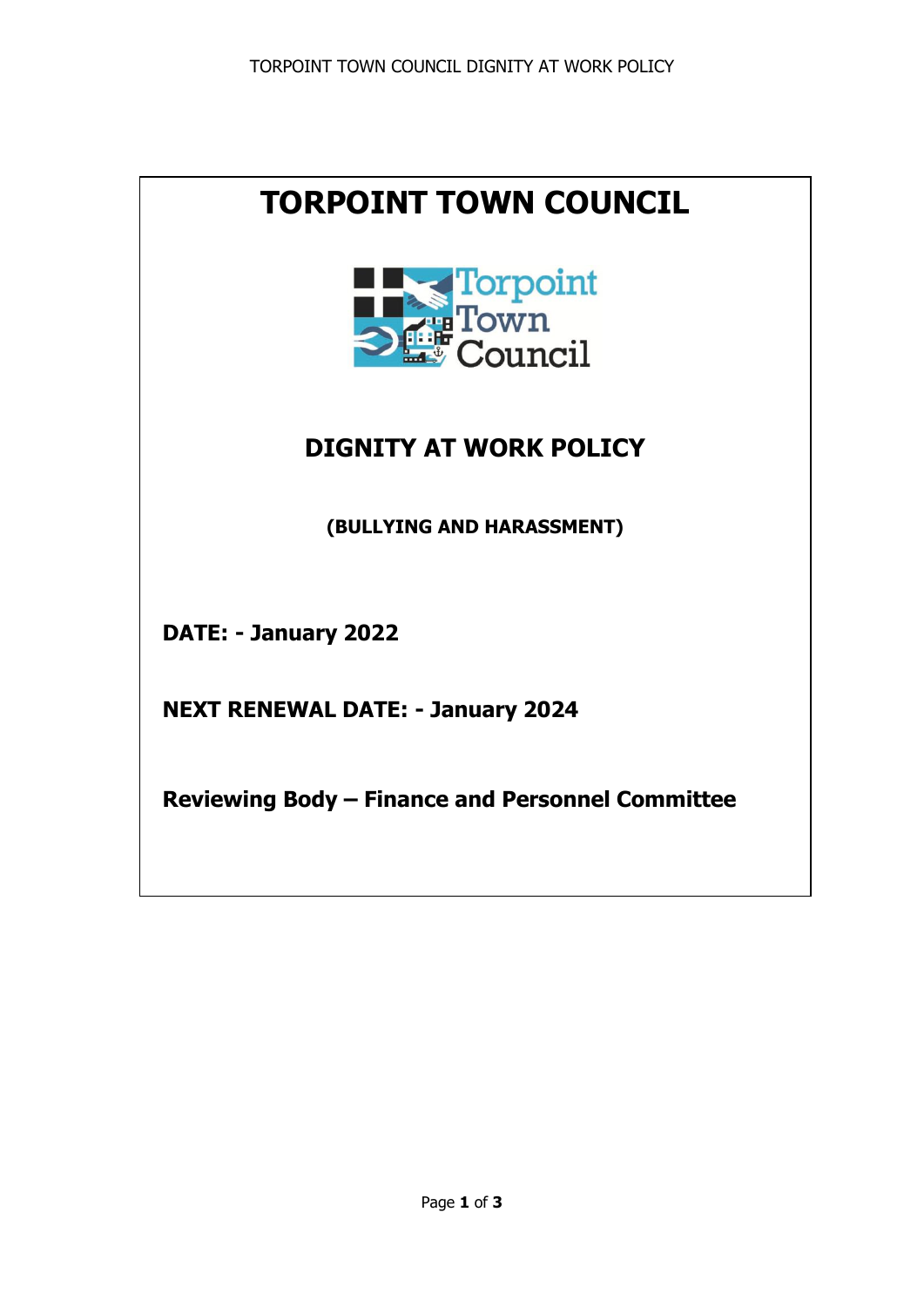# TORPOINT TOWN COUNCIL

## DIGNITY AT WORK POLICY

### (BULLYING AND HARASSMENT)

**DATE: - January 2022**

**NEXT RENEWAL DATE: - January 2024**

**Reviewing Body – Finance and Personnel Committee**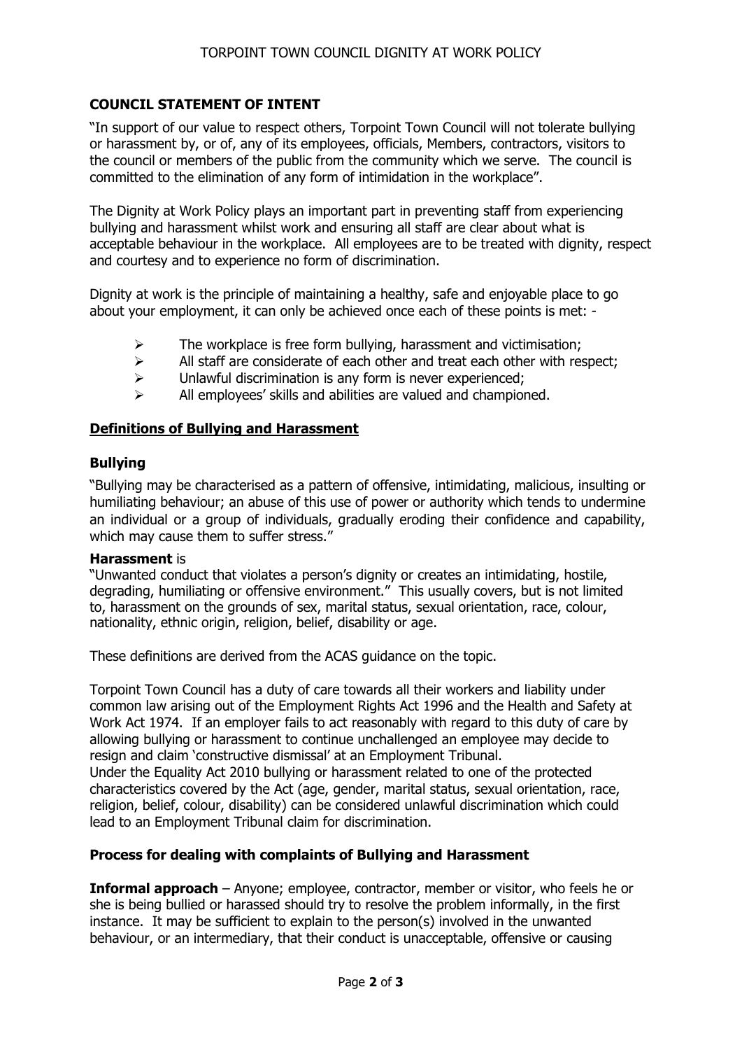## COUNCIL STATEMENT OF INTENT

"In support of our value to respect others, Torpoint Town Council will not tolerate bullying or harassment by, or of, any of its employees, officials, Members, contractors, visitors to the council or members of the public from the community which we serve. The council is committed to the elimination of any form of intimidation in the workplace".

The Dignity at Work Policy plays an important part in preventing staff from experiencing bullying and harassment whilst work and ensuring all staff are clear about what is acceptable behaviour in the workplace. All employees are to be treated with dignity, respect and courtesy and to experience no form of discrimination.

Dignity at work is the principle of maintaining a healthy, safe and enjoyable place to go about your employment, it can only be achieved once each of these points is met: -

- The workplace is free form bullying, harassment and victimisation;
- All staff are considerate of each other and treat each other with respect;
- Unlawful discrimination is any form is never experienced;
- All employees' skills and abilities are valued and championed.

## Definitions of Bullying and Harassment

### Bullying

"Bullying may be characterised as a pattern of offensive, intimidating, malicious, insulting or humiliating behaviour; an abuse of this use of power or authority which tends to undermine an individual or a group of individuals, gradually eroding their confidence and capability, which may cause them to suffer stress."

**Harassment** is

"Unwanted conduct that violates a person's dignity or creates an intimidating, hostile, degrading, humiliating or offensive environment." This usually covers, but is not limited to, harassment on the grounds of sex, marital status, sexual orientation, race, colour, nationality, ethnic origin, religion, belief, disability or age.

These definitions are derived from the ACAS guidance on the topic.

Torpoint Town Council has a duty of care towards all their workers and liability under common law arising out of the Employment Rights Act 1996 and the Health and Safety at Work Act 1974. If an employer fails to act reasonably with regard to this duty of care by allowing bullying or harassment to continue unchallenged an employee may decide to resign and claim 'constructive dismissal' at an Employment Tribunal.
Under the Equality Act 2010 bullying or harassment related to one of the protected characteristics covered by the Act (age, gender, marital status, sexual orientation, race, religion, belief, colour, disability) can be considered unlawful discrimination which could lead to an Employment Tribunal claim for discrimination.

### Process for dealing with complaints of Bullying and Harassment

**Informal approach** – Anyone; employee, contractor, member or visitor, who feels he or she is being bullied or harassed should try to resolve the problem informally, in the first instance. It may be sufficient to explain to the person(s) involved in the unwanted behaviour, or an intermediary, that their conduct is unacceptable, offensive or causing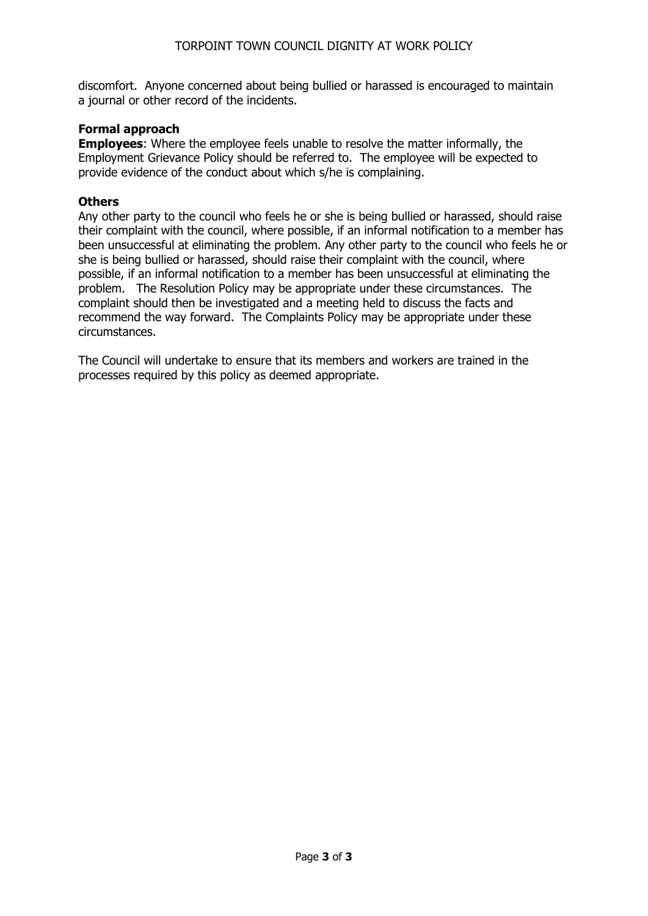discomfort. Anyone concerned about being bullied or harassed is encouraged to maintain a journal or other record of the incidents.

**Formal approach**

**Employees**: Where the employee feels unable to resolve the matter informally, the Employment Grievance Policy should be referred to. The employee will be expected to provide evidence of the conduct about which s/he is complaining.

**Others**

Any other party to the council who feels he or she is being bullied or harassed, should raise their complaint with the council, where possible, if an informal notification to a member has been unsuccessful at eliminating the problem. Any other party to the council who feels he or she is being bullied or harassed, should raise their complaint with the council, where possible, if an informal notification to a member has been unsuccessful at eliminating the problem. The Resolution Policy may be appropriate under these circumstances. The complaint should then be investigated and a meeting held to discuss the facts and recommend the way forward. The Complaints Policy may be appropriate under these circumstances.

The Council will undertake to ensure that its members and workers are trained in the processes required by this policy as deemed appropriate.